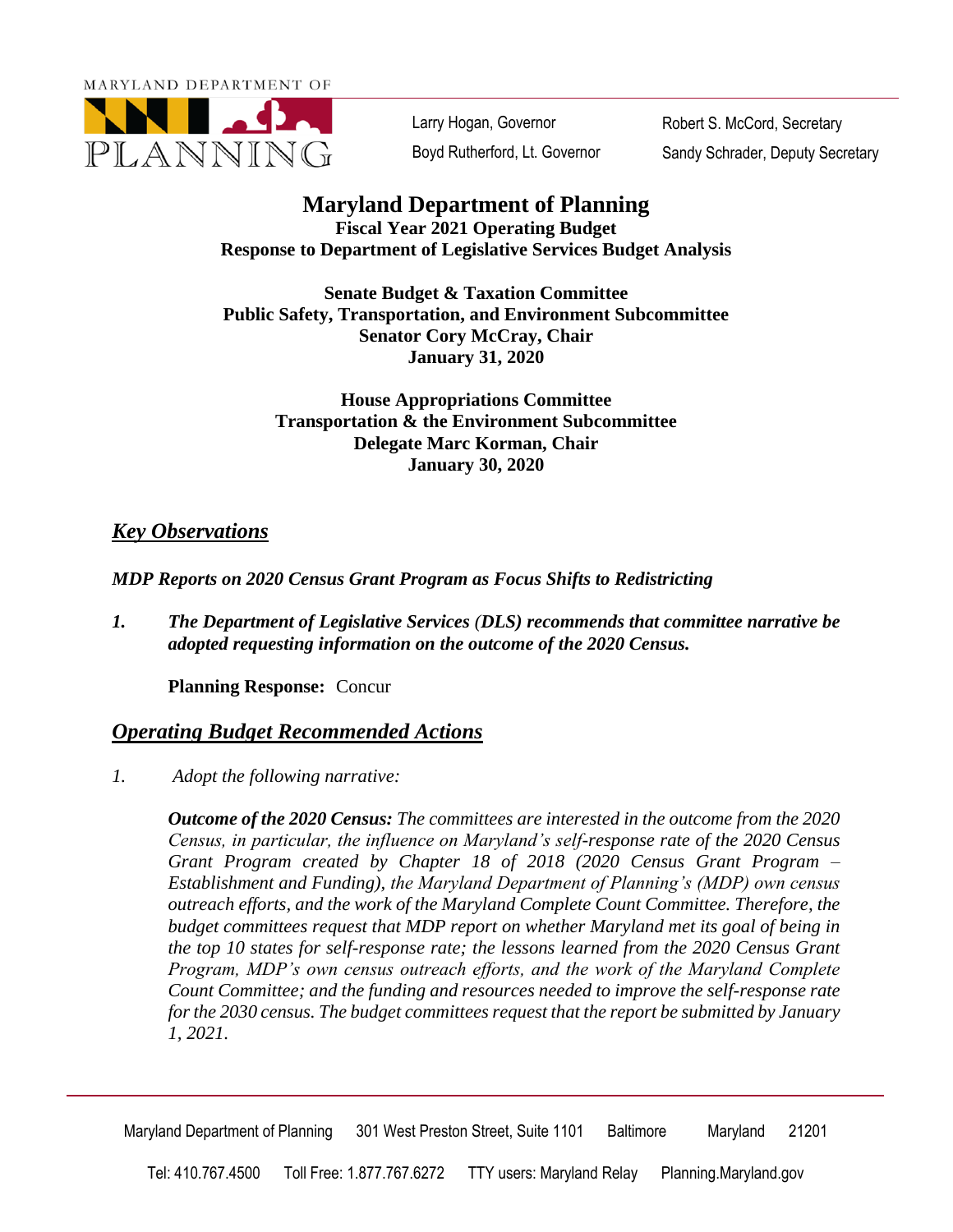MARYLAND DEPARTMENT OF PLANNING

Larry Hogan, Governor
Boyd Rutherford, Lt. Governor

Robert S. McCord, Secretary
Sandy Schrader, Deputy Secretary

# Maryland Department of Planning

**Fiscal Year 2021 Operating Budget**
**Response to Department of Legislative Services Budget Analysis**

**Senate Budget & Taxation Committee**
**Public Safety, Transportation, and Environment Subcommittee**
**Senator Cory McCray, Chair**
**January 31, 2020**

**House Appropriations Committee**
**Transportation & the Environment Subcommittee**
**Delegate Marc Korman, Chair**
**January 30, 2020**

## *Key Observations*

***MDP Reports on 2020 Census Grant Program as Focus Shifts to Redistricting***

1. ***The Department of Legislative Services (DLS) recommends that committee narrative be adopted requesting information on the outcome of the 2020 Census.***

   **Planning Response:** Concur

## *Operating Budget Recommended Actions*

1. *Adopt the following narrative:*

   ***Outcome of the 2020 Census:*** *The committees are interested in the outcome from the 2020 Census, in particular, the influence on Maryland's self-response rate of the 2020 Census Grant Program created by Chapter 18 of 2018 (2020 Census Grant Program – Establishment and Funding), the Maryland Department of Planning's (MDP) own census outreach efforts, and the work of the Maryland Complete Count Committee. Therefore, the budget committees request that MDP report on whether Maryland met its goal of being in the top 10 states for self-response rate; the lessons learned from the 2020 Census Grant Program, MDP's own census outreach efforts, and the work of the Maryland Complete Count Committee; and the funding and resources needed to improve the self-response rate for the 2030 census. The budget committees request that the report be submitted by January 1, 2021.*

Maryland Department of Planning 301 West Preston Street, Suite 1101 Baltimore Maryland 21201

Tel: 410.767.4500 Toll Free: 1.877.767.6272 TTY users: Maryland Relay Planning.Maryland.gov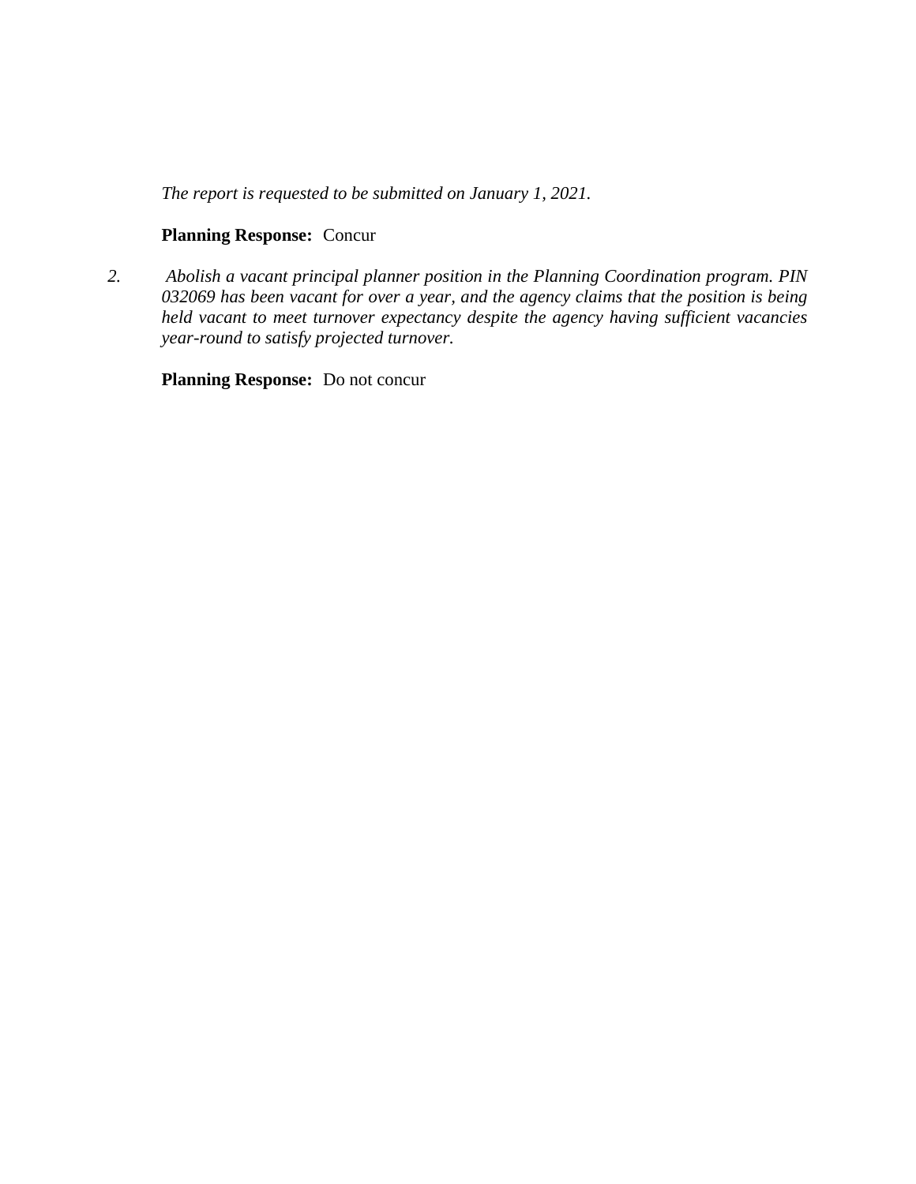*The report is requested to be submitted on January 1, 2021.*

**Planning Response:** Concur

2. *Abolish a vacant principal planner position in the Planning Coordination program. PIN 032069 has been vacant for over a year, and the agency claims that the position is being held vacant to meet turnover expectancy despite the agency having sufficient vacancies year-round to satisfy projected turnover.*

   **Planning Response:** Do not concur